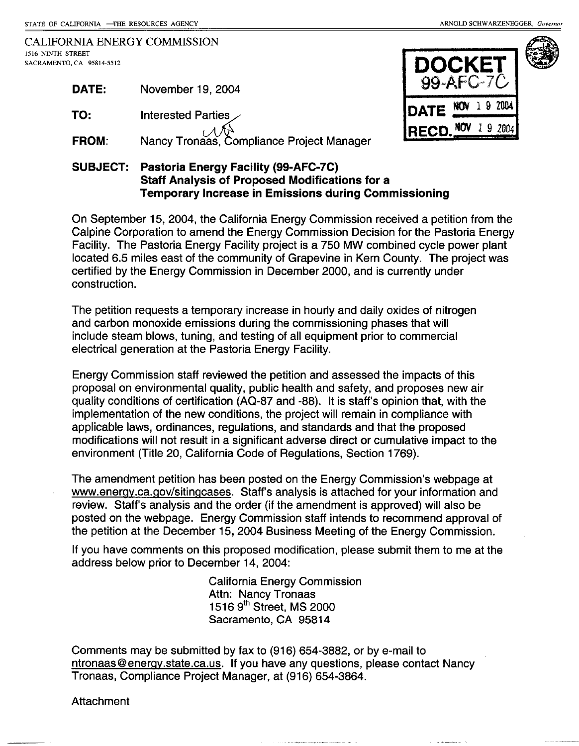STATE OF CALIFORNIA —THE RESOURCES AGENCY　　　　　　　　　　　　　　　　　　　　　　　　ARNOLD SCHWARZENEGGER, *Governor*

CALIFORNIA ENERGY COMMISSION
1516 NINTH STREET
SACRAMENTO, CA 95814-5512

**DOCKET**
**99-AFC-7C**
**DATE** NOV 19 2004
**RECD.** NOV 19 2004

**DATE:** November 19, 2004

**TO:** Interested Parties

**FROM:** Nancy Tronaas, Compliance Project Manager

**SUBJECT: Pastoria Energy Facility (99-AFC-7C) Staff Analysis of Proposed Modifications for a Temporary Increase in Emissions during Commissioning**

On September 15, 2004, the California Energy Commission received a petition from the Calpine Corporation to amend the Energy Commission Decision for the Pastoria Energy Facility. The Pastoria Energy Facility project is a 750 MW combined cycle power plant located 6.5 miles east of the community of Grapevine in Kern County. The project was certified by the Energy Commission in December 2000, and is currently under construction.

The petition requests a temporary increase in hourly and daily oxides of nitrogen and carbon monoxide emissions during the commissioning phases that will include steam blows, tuning, and testing of all equipment prior to commercial electrical generation at the Pastoria Energy Facility.

Energy Commission staff reviewed the petition and assessed the impacts of this proposal on environmental quality, public health and safety, and proposes new air quality conditions of certification (AQ-87 and -88). It is staff's opinion that, with the implementation of the new conditions, the project will remain in compliance with applicable laws, ordinances, regulations, and standards and that the proposed modifications will not result in a significant adverse direct or cumulative impact to the environment (Title 20, California Code of Regulations, Section 1769).

The amendment petition has been posted on the Energy Commission's webpage at www.energy.ca.gov/sitingcases. Staff's analysis is attached for your information and review. Staff's analysis and the order (if the amendment is approved) will also be posted on the webpage. Energy Commission staff intends to recommend approval of the petition at the December 15, 2004 Business Meeting of the Energy Commission.

If you have comments on this proposed modification, please submit them to me at the address below prior to December 14, 2004:

California Energy Commission
Attn: Nancy Tronaas
1516 9th Street, MS 2000
Sacramento, CA 95814

Comments may be submitted by fax to (916) 654-3882, or by e-mail to ntronaas@energy.state.ca.us. If you have any questions, please contact Nancy Tronaas, Compliance Project Manager, at (916) 654-3864.

Attachment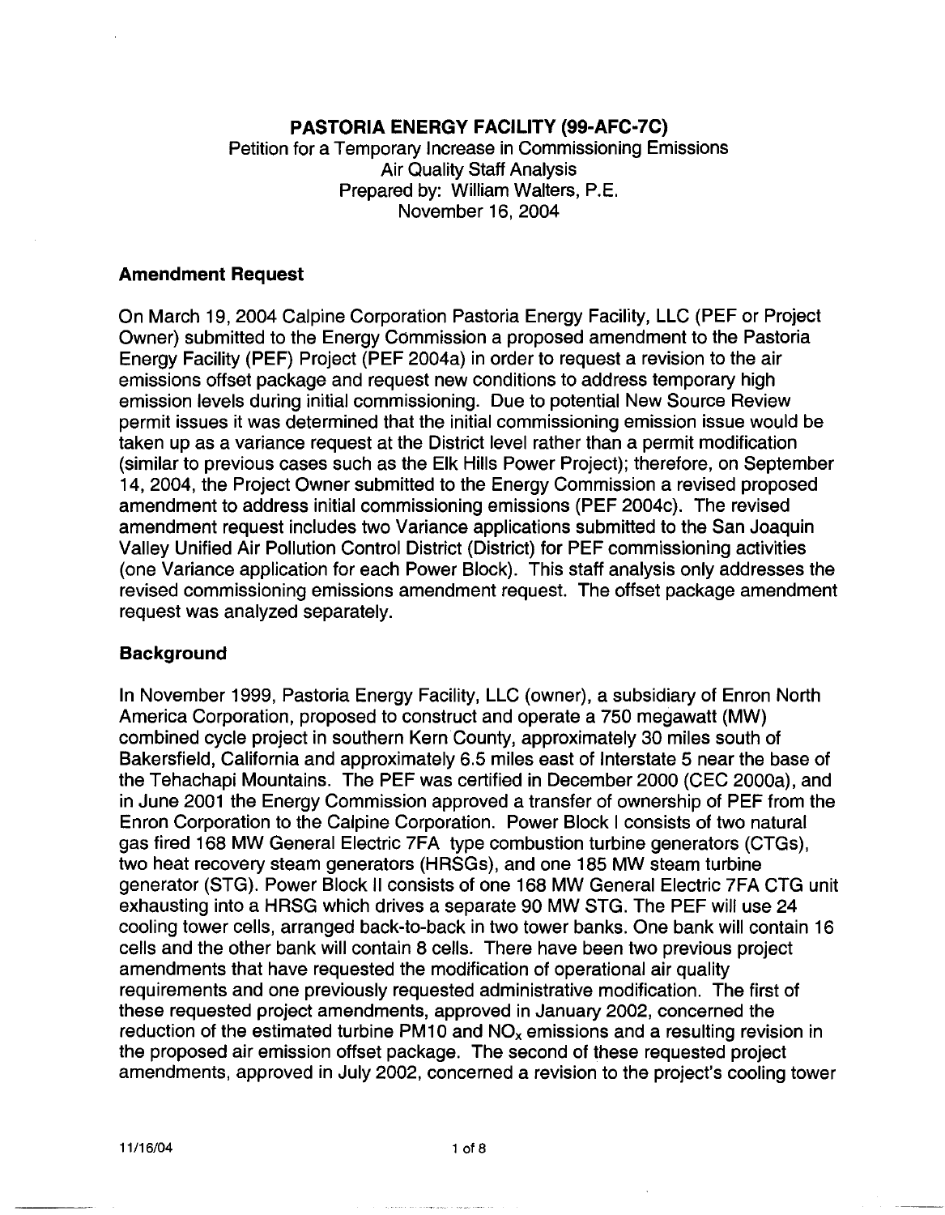**PASTORIA ENERGY FACILITY (99-AFC-7C)**

Petition for a Temporary Increase in Commissioning Emissions
Air Quality Staff Analysis
Prepared by: William Walters, P.E.
November 16, 2004

## Amendment Request

On March 19, 2004 Calpine Corporation Pastoria Energy Facility, LLC (PEF or Project Owner) submitted to the Energy Commission a proposed amendment to the Pastoria Energy Facility (PEF) Project (PEF 2004a) in order to request a revision to the air emissions offset package and request new conditions to address temporary high emission levels during initial commissioning. Due to potential New Source Review permit issues it was determined that the initial commissioning emission issue would be taken up as a variance request at the District level rather than a permit modification (similar to previous cases such as the Elk Hills Power Project); therefore, on September 14, 2004, the Project Owner submitted to the Energy Commission a revised proposed amendment to address initial commissioning emissions (PEF 2004c). The revised amendment request includes two Variance applications submitted to the San Joaquin Valley Unified Air Pollution Control District (District) for PEF commissioning activities (one Variance application for each Power Block). This staff analysis only addresses the revised commissioning emissions amendment request. The offset package amendment request was analyzed separately.

## Background

In November 1999, Pastoria Energy Facility, LLC (owner), a subsidiary of Enron North America Corporation, proposed to construct and operate a 750 megawatt (MW) combined cycle project in southern Kern County, approximately 30 miles south of Bakersfield, California and approximately 6.5 miles east of Interstate 5 near the base of the Tehachapi Mountains. The PEF was certified in December 2000 (CEC 2000a), and in June 2001 the Energy Commission approved a transfer of ownership of PEF from the Enron Corporation to the Calpine Corporation. Power Block I consists of two natural gas fired 168 MW General Electric 7FA type combustion turbine generators (CTGs), two heat recovery steam generators (HRSGs), and one 185 MW steam turbine generator (STG). Power Block II consists of one 168 MW General Electric 7FA CTG unit exhausting into a HRSG which drives a separate 90 MW STG. The PEF will use 24 cooling tower cells, arranged back-to-back in two tower banks. One bank will contain 16 cells and the other bank will contain 8 cells. There have been two previous project amendments that have requested the modification of operational air quality requirements and one previously requested administrative modification. The first of these requested project amendments, approved in January 2002, concerned the reduction of the estimated turbine PM10 and $NO_x$ emissions and a resulting revision in the proposed air emission offset package. The second of these requested project amendments, approved in July 2002, concerned a revision to the project's cooling tower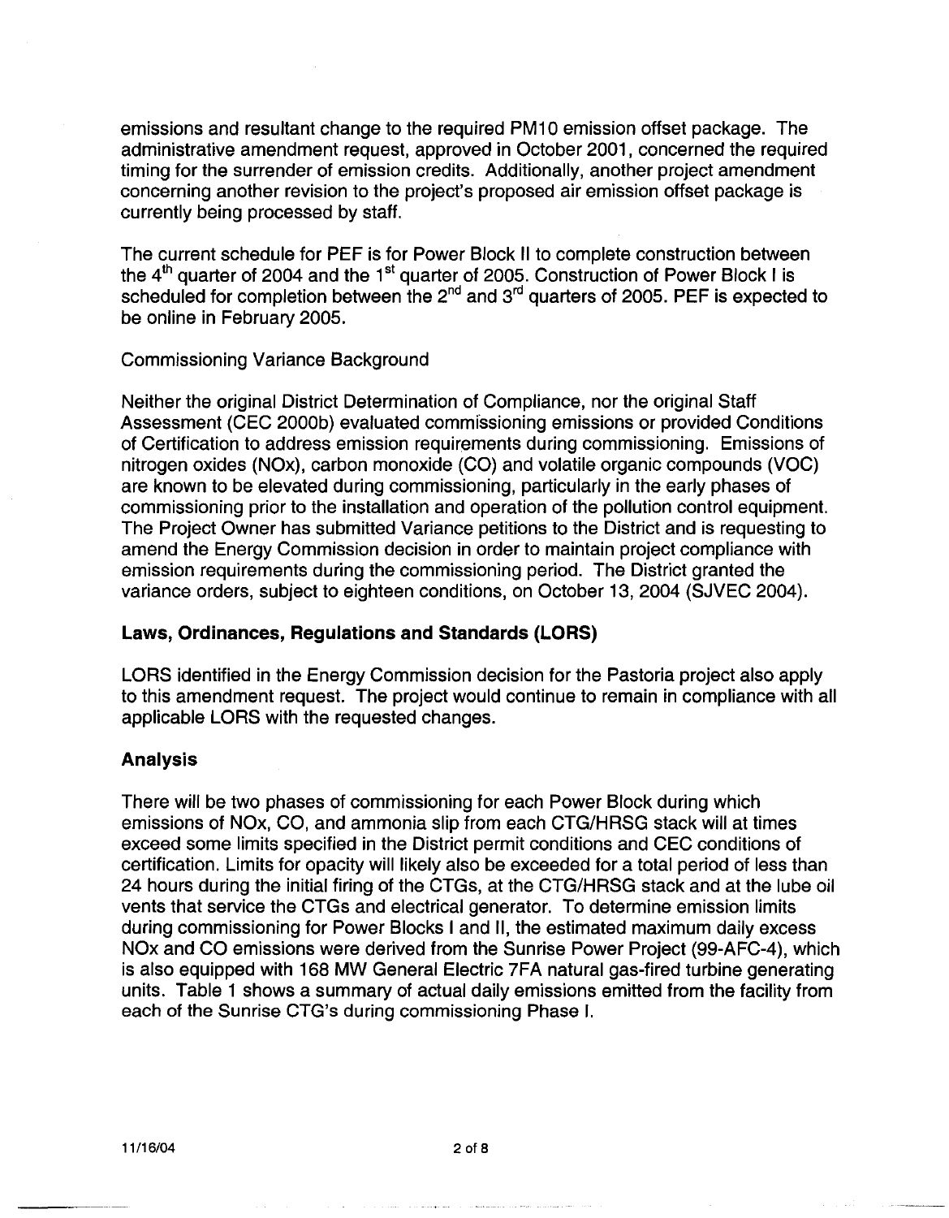emissions and resultant change to the required PM10 emission offset package. The administrative amendment request, approved in October 2001, concerned the required timing for the surrender of emission credits. Additionally, another project amendment concerning another revision to the project's proposed air emission offset package is currently being processed by staff.

The current schedule for PEF is for Power Block II to complete construction between the 4th quarter of 2004 and the 1st quarter of 2005. Construction of Power Block I is scheduled for completion between the 2nd and 3rd quarters of 2005. PEF is expected to be online in February 2005.

Commissioning Variance Background

Neither the original District Determination of Compliance, nor the original Staff Assessment (CEC 2000b) evaluated commissioning emissions or provided Conditions of Certification to address emission requirements during commissioning. Emissions of nitrogen oxides (NOx), carbon monoxide (CO) and volatile organic compounds (VOC) are known to be elevated during commissioning, particularly in the early phases of commissioning prior to the installation and operation of the pollution control equipment. The Project Owner has submitted Variance petitions to the District and is requesting to amend the Energy Commission decision in order to maintain project compliance with emission requirements during the commissioning period. The District granted the variance orders, subject to eighteen conditions, on October 13, 2004 (SJVEC 2004).

## Laws, Ordinances, Regulations and Standards (LORS)

LORS identified in the Energy Commission decision for the Pastoria project also apply to this amendment request. The project would continue to remain in compliance with all applicable LORS with the requested changes.

## Analysis

There will be two phases of commissioning for each Power Block during which emissions of NOx, CO, and ammonia slip from each CTG/HRSG stack will at times exceed some limits specified in the District permit conditions and CEC conditions of certification. Limits for opacity will likely also be exceeded for a total period of less than 24 hours during the initial firing of the CTGs, at the CTG/HRSG stack and at the lube oil vents that service the CTGs and electrical generator. To determine emission limits during commissioning for Power Blocks I and II, the estimated maximum daily excess NOx and CO emissions were derived from the Sunrise Power Project (99-AFC-4), which is also equipped with 168 MW General Electric 7FA natural gas-fired turbine generating units. Table 1 shows a summary of actual daily emissions emitted from the facility from each of the Sunrise CTG's during commissioning Phase I.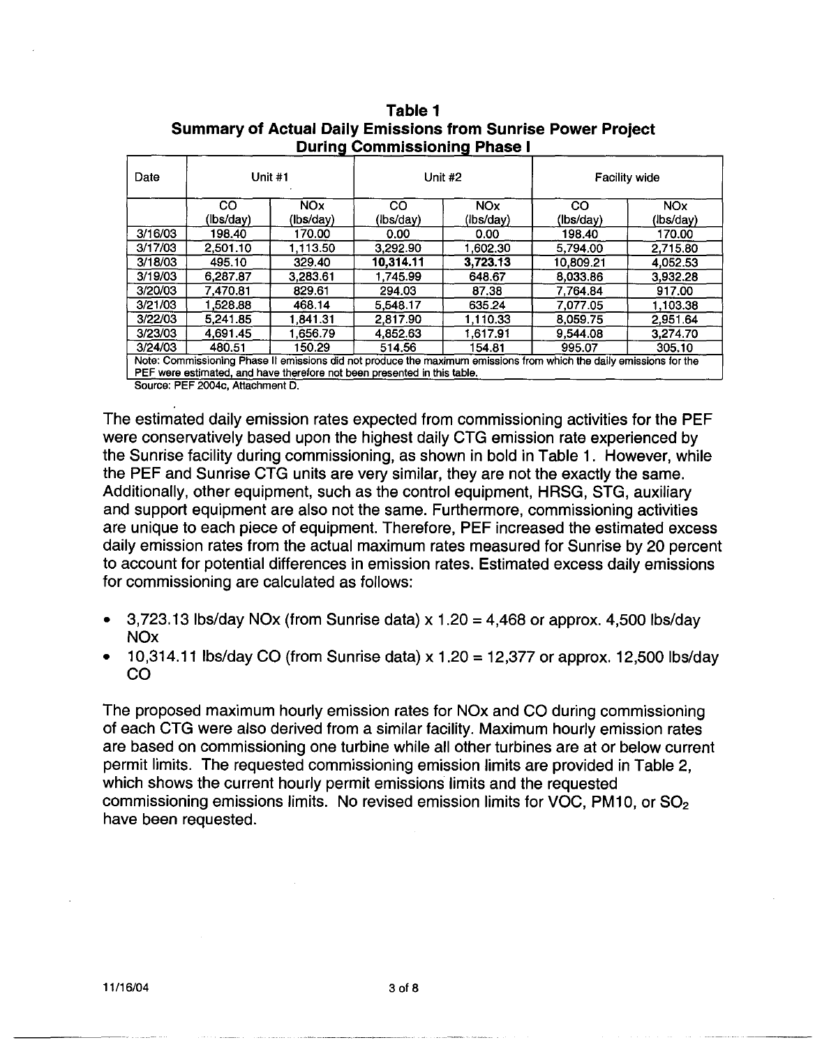**Table 1**
**Summary of Actual Daily Emissions from Sunrise Power Project During Commissioning Phase I**

| Date | Unit #1 | | Unit #2 | | Facility wide | |
|---|---|---|---|---|---|---|
| | CO (lbs/day) | NOx (lbs/day) | CO (lbs/day) | NOx (lbs/day) | CO (lbs/day) | NOx (lbs/day) |
| 3/16/03 | 198.40 | 170.00 | 0.00 | 0.00 | 198.40 | 170.00 |
| 3/17/03 | 2,501.10 | 1,113.50 | 3,292.90 | 1,602.30 | 5,794.00 | 2,715.80 |
| 3/18/03 | 495.10 | 329.40 | **10,314.11** | **3,723.13** | 10,809.21 | 4,052.53 |
| 3/19/03 | 6,287.87 | 3,283.61 | 1,745.99 | 648.67 | 8,033.86 | 3,932.28 |
| 3/20/03 | 7,470.81 | 829.61 | 294.03 | 87.38 | 7,764.84 | 917.00 |
| 3/21/03 | 1,528.88 | 468.14 | 5,548.17 | 635.24 | 7,077.05 | 1,103.38 |
| 3/22/03 | 5,241.85 | 1,841.31 | 2,817.90 | 1,110.33 | 8,059.75 | 2,951.64 |
| 3/23/03 | 4,691.45 | 1,656.79 | 4,852.63 | 1,617.91 | 9,544.08 | 3,274.70 |
| 3/24/03 | 480.51 | 150.29 | 514.56 | 154.81 | 995.07 | 305.10 |

Note: Commissioning Phase II emissions did not produce the maximum emissions from which the daily emissions for the PEF were estimated, and have therefore not been presented in this table.

Source: PEF 2004c, Attachment D.

The estimated daily emission rates expected from commissioning activities for the PEF were conservatively based upon the highest daily CTG emission rate experienced by the Sunrise facility during commissioning, as shown in bold in Table 1. However, while the PEF and Sunrise CTG units are very similar, they are not the exactly the same. Additionally, other equipment, such as the control equipment, HRSG, STG, auxiliary and support equipment are also not the same. Furthermore, commissioning activities are unique to each piece of equipment. Therefore, PEF increased the estimated excess daily emission rates from the actual maximum rates measured for Sunrise by 20 percent to account for potential differences in emission rates. Estimated excess daily emissions for commissioning are calculated as follows:

- 3,723.13 lbs/day NOx (from Sunrise data) x 1.20 = 4,468 or approx. 4,500 lbs/day NOx
- 10,314.11 lbs/day CO (from Sunrise data) x 1.20 = 12,377 or approx. 12,500 lbs/day CO

The proposed maximum hourly emission rates for NOx and CO during commissioning of each CTG were also derived from a similar facility. Maximum hourly emission rates are based on commissioning one turbine while all other turbines are at or below current permit limits. The requested commissioning emission limits are provided in Table 2, which shows the current hourly permit emissions limits and the requested commissioning emissions limits. No revised emission limits for VOC, PM10, or $SO_2$ have been requested.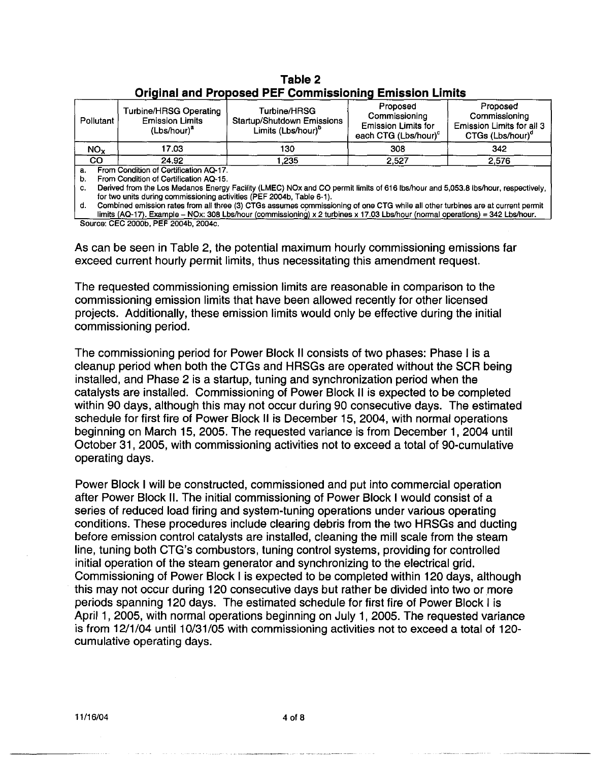**Table 2**
**Original and Proposed PEF Commissioning Emission Limits**

| Pollutant | Turbine/HRSG Operating Emission Limits (Lbs/hour)[a] | Turbine/HRSG Startup/Shutdown Emissions Limits (Lbs/hour)[b] | Proposed Commissioning Emission Limits for each CTG (Lbs/hour)[c] | Proposed Commissioning Emission Limits for all 3 CTGs (Lbs/hour)[d] |
|---|---|---|---|---|
| $NO_X$ | 17.03 | 130 | 308 | 342 |
| CO | 24.92 | 1,235 | 2,527 | 2,576 |

a. From Condition of Certification AQ-17.
b. From Condition of Certification AQ-15.
c. Derived from the Los Medanos Energy Facility (LMEC) NOx and CO permit limits of 616 lbs/hour and 5,053.8 lbs/hour, respectively, for two units during commissioning activities (PEF 2004b, Table 6-1).
d. Combined emission rates from all three (3) CTGs assumes commissioning of one CTG while all other turbines are at current permit limits (AQ-17). Example – NOx: 308 Lbs/hour (commissioning) x 2 turbines x 17.03 Lbs/hour (normal operations) = 342 Lbs/hour.

Source: CEC 2000b, PEF 2004b, 2004c.

As can be seen in Table 2, the potential maximum hourly commissioning emissions far exceed current hourly permit limits, thus necessitating this amendment request.

The requested commissioning emission limits are reasonable in comparison to the commissioning emission limits that have been allowed recently for other licensed projects. Additionally, these emission limits would only be effective during the initial commissioning period.

The commissioning period for Power Block II consists of two phases: Phase I is a cleanup period when both the CTGs and HRSGs are operated without the SCR being installed, and Phase 2 is a startup, tuning and synchronization period when the catalysts are installed. Commissioning of Power Block II is expected to be completed within 90 days, although this may not occur during 90 consecutive days. The estimated schedule for first fire of Power Block II is December 15, 2004, with normal operations beginning on March 15, 2005. The requested variance is from December 1, 2004 until October 31, 2005, with commissioning activities not to exceed a total of 90-cumulative operating days.

Power Block I will be constructed, commissioned and put into commercial operation after Power Block II. The initial commissioning of Power Block I would consist of a series of reduced load firing and system-tuning operations under various operating conditions. These procedures include clearing debris from the two HRSGs and ducting before emission control catalysts are installed, cleaning the mill scale from the steam line, tuning both CTG's combustors, tuning control systems, providing for controlled initial operation of the steam generator and synchronizing to the electrical grid. Commissioning of Power Block I is expected to be completed within 120 days, although this may not occur during 120 consecutive days but rather be divided into two or more periods spanning 120 days. The estimated schedule for first fire of Power Block I is April 1, 2005, with normal operations beginning on July 1, 2005. The requested variance is from 12/1/04 until 10/31/05 with commissioning activities not to exceed a total of 120-cumulative operating days.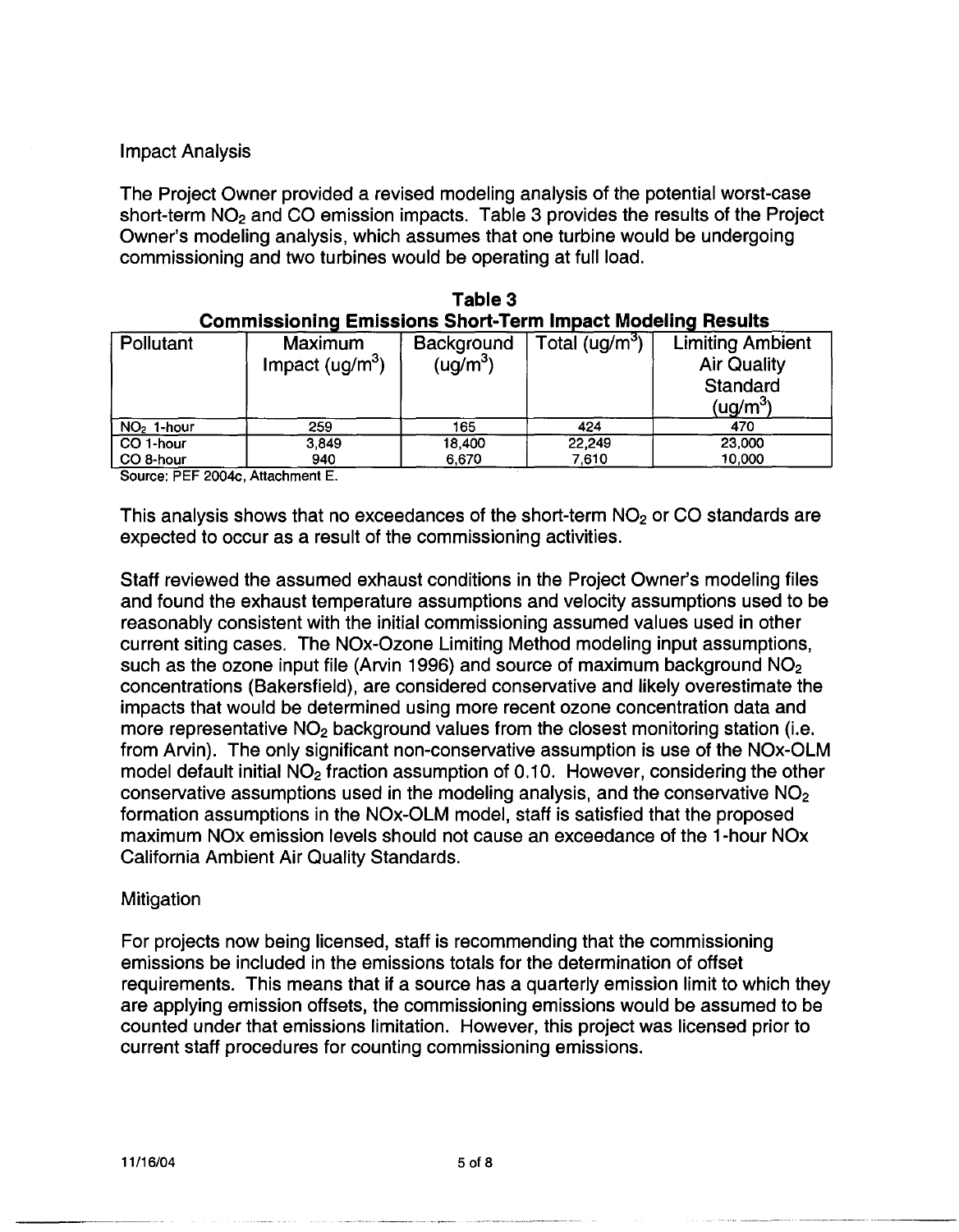Impact Analysis

The Project Owner provided a revised modeling analysis of the potential worst-case short-term $NO_2$ and CO emission impacts. Table 3 provides the results of the Project Owner's modeling analysis, which assumes that one turbine would be undergoing commissioning and two turbines would be operating at full load.

**Table 3**
**Commissioning Emissions Short-Term Impact Modeling Results**

| Pollutant | Maximum Impact (ug/m$^3$) | Background (ug/m$^3$) | Total (ug/m$^3$) | Limiting Ambient Air Quality Standard (ug/m$^3$) |
|---|---|---|---|---|
| $NO_2$ 1-hour | 259 | 165 | 424 | 470 |
| CO 1-hour | 3,849 | 18,400 | 22,249 | 23,000 |
| CO 8-hour | 940 | 6,670 | 7,610 | 10,000 |

Source: PEF 2004c, Attachment E.

This analysis shows that no exceedances of the short-term $NO_2$ or CO standards are expected to occur as a result of the commissioning activities.

Staff reviewed the assumed exhaust conditions in the Project Owner's modeling files and found the exhaust temperature assumptions and velocity assumptions used to be reasonably consistent with the initial commissioning assumed values used in other current siting cases. The NOx-Ozone Limiting Method modeling input assumptions, such as the ozone input file (Arvin 1996) and source of maximum background $NO_2$ concentrations (Bakersfield), are considered conservative and likely overestimate the impacts that would be determined using more recent ozone concentration data and more representative $NO_2$ background values from the closest monitoring station (i.e. from Arvin). The only significant non-conservative assumption is use of the NOx-OLM model default initial $NO_2$ fraction assumption of 0.10. However, considering the other conservative assumptions used in the modeling analysis, and the conservative $NO_2$ formation assumptions in the NOx-OLM model, staff is satisfied that the proposed maximum NOx emission levels should not cause an exceedance of the 1-hour NOx California Ambient Air Quality Standards.

Mitigation

For projects now being licensed, staff is recommending that the commissioning emissions be included in the emissions totals for the determination of offset requirements. This means that if a source has a quarterly emission limit to which they are applying emission offsets, the commissioning emissions would be assumed to be counted under that emissions limitation. However, this project was licensed prior to current staff procedures for counting commissioning emissions.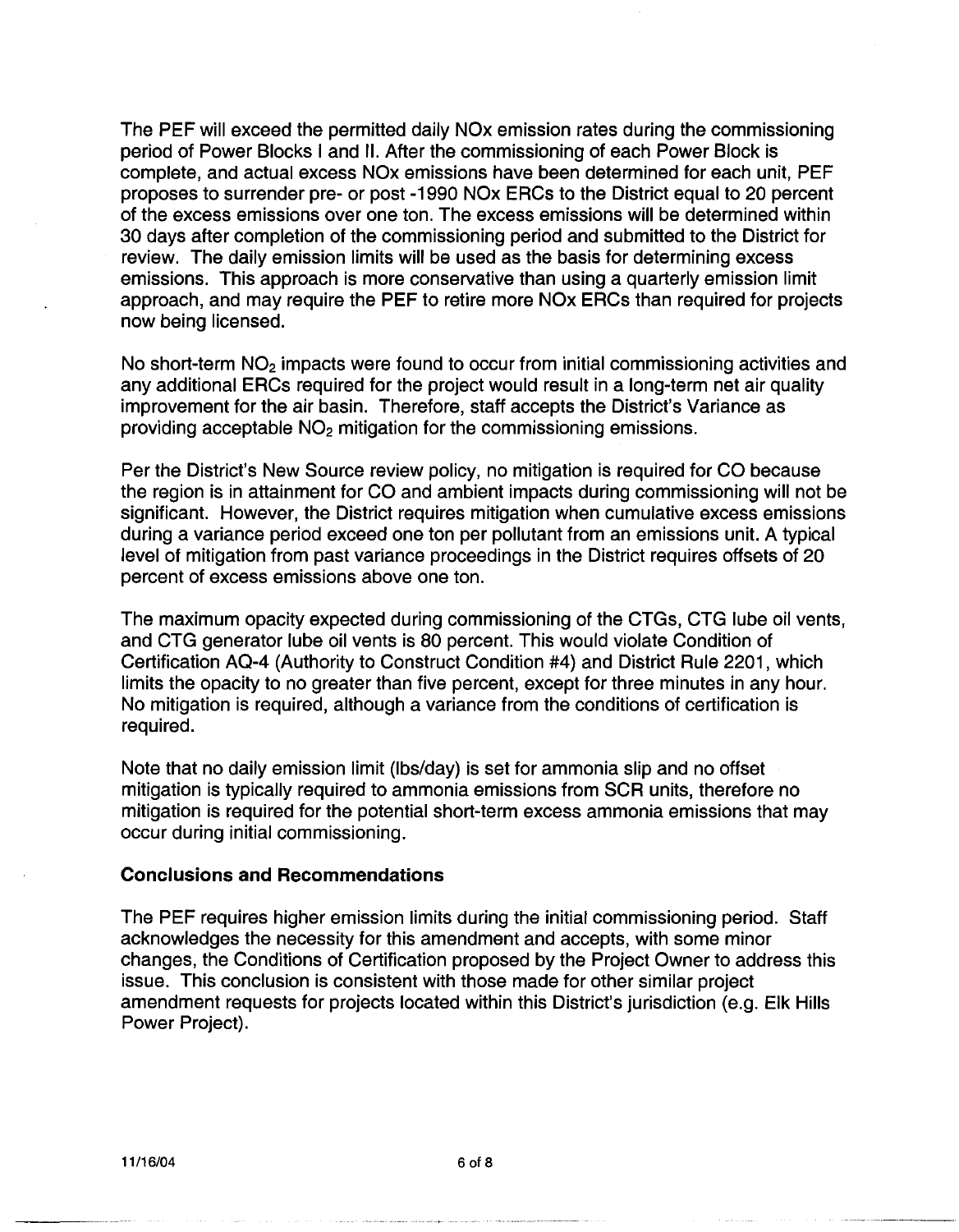The PEF will exceed the permitted daily NOx emission rates during the commissioning period of Power Blocks I and II. After the commissioning of each Power Block is complete, and actual excess NOx emissions have been determined for each unit, PEF proposes to surrender pre- or post -1990 NOx ERCs to the District equal to 20 percent of the excess emissions over one ton. The excess emissions will be determined within 30 days after completion of the commissioning period and submitted to the District for review. The daily emission limits will be used as the basis for determining excess emissions. This approach is more conservative than using a quarterly emission limit approach, and may require the PEF to retire more NOx ERCs than required for projects now being licensed.

No short-term $NO_2$ impacts were found to occur from initial commissioning activities and any additional ERCs required for the project would result in a long-term net air quality improvement for the air basin. Therefore, staff accepts the District's Variance as providing acceptable $NO_2$ mitigation for the commissioning emissions.

Per the District's New Source review policy, no mitigation is required for CO because the region is in attainment for CO and ambient impacts during commissioning will not be significant. However, the District requires mitigation when cumulative excess emissions during a variance period exceed one ton per pollutant from an emissions unit. A typical level of mitigation from past variance proceedings in the District requires offsets of 20 percent of excess emissions above one ton.

The maximum opacity expected during commissioning of the CTGs, CTG lube oil vents, and CTG generator lube oil vents is 80 percent. This would violate Condition of Certification AQ-4 (Authority to Construct Condition #4) and District Rule 2201, which limits the opacity to no greater than five percent, except for three minutes in any hour. No mitigation is required, although a variance from the conditions of certification is required.

Note that no daily emission limit (lbs/day) is set for ammonia slip and no offset mitigation is typically required to ammonia emissions from SCR units, therefore no mitigation is required for the potential short-term excess ammonia emissions that may occur during initial commissioning.

**Conclusions and Recommendations**

The PEF requires higher emission limits during the initial commissioning period. Staff acknowledges the necessity for this amendment and accepts, with some minor changes, the Conditions of Certification proposed by the Project Owner to address this issue. This conclusion is consistent with those made for other similar project amendment requests for projects located within this District's jurisdiction (e.g. Elk Hills Power Project).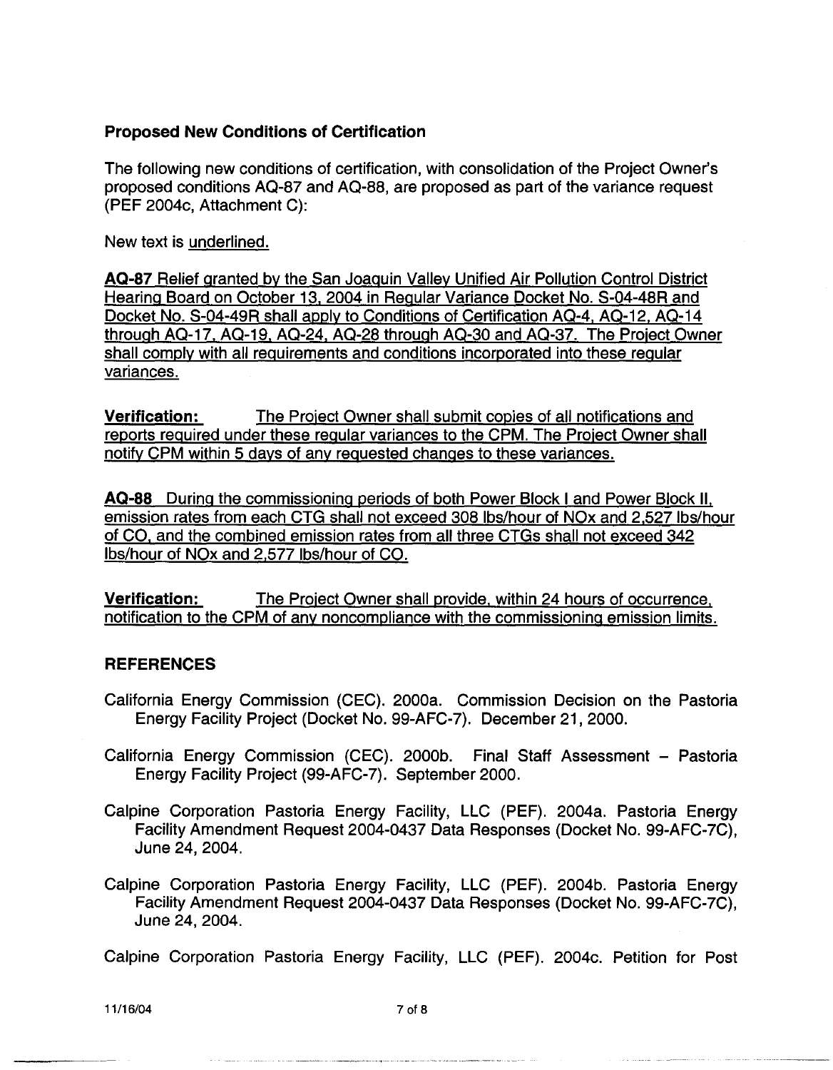### Proposed New Conditions of Certification

The following new conditions of certification, with consolidation of the Project Owner's proposed conditions AQ-87 and AQ-88, are proposed as part of the variance request (PEF 2004c, Attachment C):

New text is <u>underlined.</u>

<u>**AQ-87** Relief granted by the San Joaquin Valley Unified Air Pollution Control District Hearing Board on October 13, 2004 in Regular Variance Docket No. S-04-48R and Docket No. S-04-49R shall apply to Conditions of Certification AQ-4, AQ-12, AQ-14 through AQ-17, AQ-19, AQ-24, AQ-28 through AQ-30 and AQ-37. The Project Owner shall comply with all requirements and conditions incorporated into these regular variances.</u>

<u>**Verification:** The Project Owner shall submit copies of all notifications and reports required under these regular variances to the CPM. The Project Owner shall notify CPM within 5 days of any requested changes to these variances.</u>

<u>**AQ-88** During the commissioning periods of both Power Block I and Power Block II, emission rates from each CTG shall not exceed 308 lbs/hour of NOx and 2,527 lbs/hour of CO, and the combined emission rates from all three CTGs shall not exceed 342 lbs/hour of NOx and 2,577 lbs/hour of CO.</u>

<u>**Verification:** The Project Owner shall provide, within 24 hours of occurrence, notification to the CPM of any noncompliance with the commissioning emission limits.</u>

### REFERENCES

California Energy Commission (CEC). 2000a. Commission Decision on the Pastoria Energy Facility Project (Docket No. 99-AFC-7). December 21, 2000.

California Energy Commission (CEC). 2000b. Final Staff Assessment – Pastoria Energy Facility Project (99-AFC-7). September 2000.

Calpine Corporation Pastoria Energy Facility, LLC (PEF). 2004a. Pastoria Energy Facility Amendment Request 2004-0437 Data Responses (Docket No. 99-AFC-7C), June 24, 2004.

Calpine Corporation Pastoria Energy Facility, LLC (PEF). 2004b. Pastoria Energy Facility Amendment Request 2004-0437 Data Responses (Docket No. 99-AFC-7C), June 24, 2004.

Calpine Corporation Pastoria Energy Facility, LLC (PEF). 2004c. Petition for Post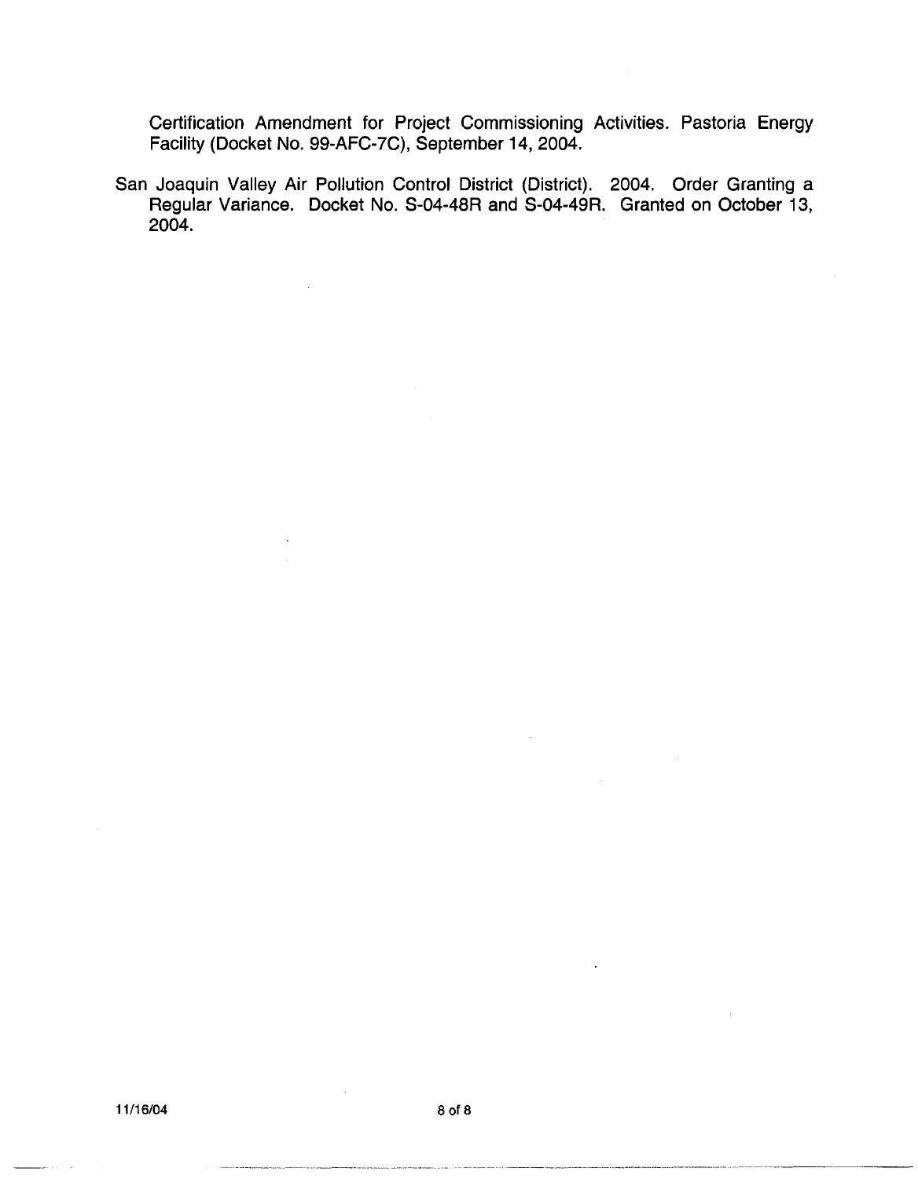Certification Amendment for Project Commissioning Activities. Pastoria Energy Facility (Docket No. 99-AFC-7C), September 14, 2004.

San Joaquin Valley Air Pollution Control District (District). 2004. Order Granting a Regular Variance. Docket No. S-04-48R and S-04-49R. Granted on October 13, 2004.